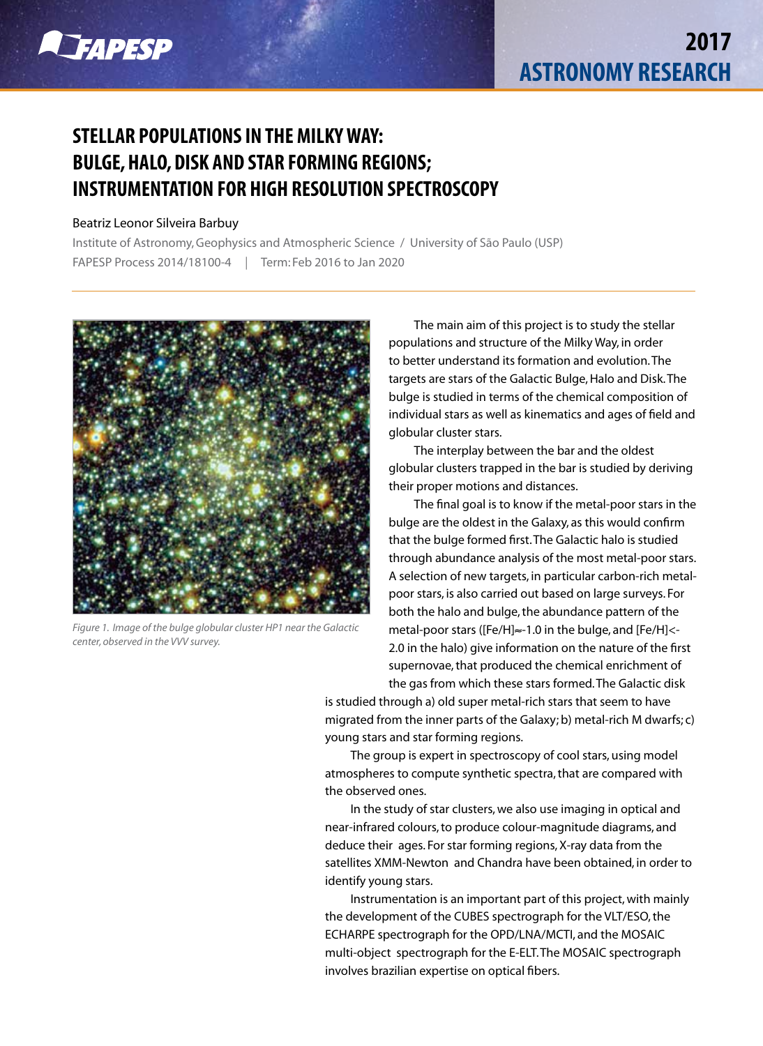# STELLAR POPULATIONS IN THE MILKY WAY: BULGE, HALO, DISK AND STAR FORMING REGIONS; INSTRUMENTATION FOR HIGH RESOLUTION SPECTROSCOPY

Beatriz Leonor Silveira Barbuy

Institute of Astronomy, Geophysics and Atmospheric Science / University of São Paulo (USP)

FAPESP Process 2014/18100-4 | Term: Feb 2016 to Jan 2020

*Figure 1. Image of the bulge globular cluster HP1 near the Galactic center, observed in the VVV survey.*

The main aim of this project is to study the stellar populations and structure of the Milky Way, in order to better understand its formation and evolution. The targets are stars of the Galactic Bulge, Halo and Disk. The bulge is studied in terms of the chemical composition of individual stars as well as kinematics and ages of field and globular cluster stars.

The interplay between the bar and the oldest globular clusters trapped in the bar is studied by deriving their proper motions and distances.

The final goal is to know if the metal-poor stars in the bulge are the oldest in the Galaxy, as this would confirm that the bulge formed first. The Galactic halo is studied through abundance analysis of the most metal-poor stars. A selection of new targets, in particular carbon-rich metal-poor stars, is also carried out based on large surveys. For both the halo and bulge, the abundance pattern of the metal-poor stars ($[Fe/H] \approx -1.0$ in the bulge, and $[Fe/H] < -2.0$ in the halo) give information on the nature of the first supernovae, that produced the chemical enrichment of the gas from which these stars formed. The Galactic disk is studied through a) old super metal-rich stars that seem to have migrated from the inner parts of the Galaxy; b) metal-rich M dwarfs; c) young stars and star forming regions.

The group is expert in spectroscopy of cool stars, using model atmospheres to compute synthetic spectra, that are compared with the observed ones.

In the study of star clusters, we also use imaging in optical and near-infrared colours, to produce colour-magnitude diagrams, and deduce their ages. For star forming regions, X-ray data from the satellites XMM-Newton and Chandra have been obtained, in order to identify young stars.

Instrumentation is an important part of this project, with mainly the development of the CUBES spectrograph for the VLT/ESO, the ECHARPE spectrograph for the OPD/LNA/MCTI, and the MOSAIC multi-object spectrograph for the E-ELT. The MOSAIC spectrograph involves brazilian expertise on optical fibers.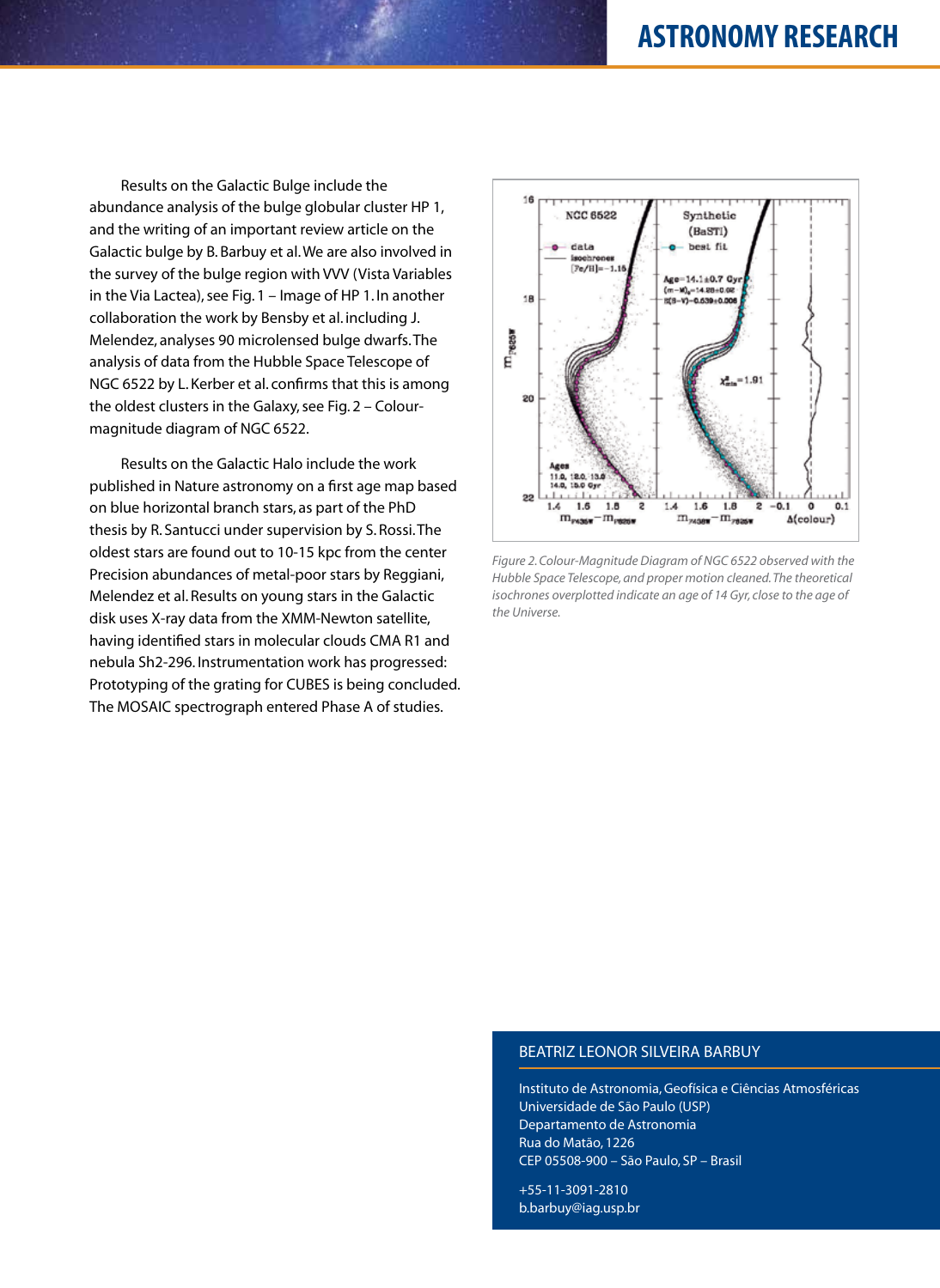Results on the Galactic Bulge include the abundance analysis of the bulge globular cluster HP 1, and the writing of an important review article on the Galactic bulge by B. Barbuy et al. We are also involved in the survey of the bulge region with VVV (Vista Variables in the Via Lactea), see Fig. 1 – Image of HP 1. In another collaboration the work by Bensby et al. including J. Melendez, analyses 90 microlensed bulge dwarfs. The analysis of data from the Hubble Space Telescope of NGC 6522 by L. Kerber et al. confirms that this is among the oldest clusters in the Galaxy, see Fig. 2 – Colour-magnitude diagram of NGC 6522.

Results on the Galactic Halo include the work published in Nature astronomy on a first age map based on blue horizontal branch stars, as part of the PhD thesis by R. Santucci under supervision by S. Rossi. The oldest stars are found out to 10-15 kpc from the center Precision abundances of metal-poor stars by Reggiani, Melendez et al. Results on young stars in the Galactic disk uses X-ray data from the XMM-Newton satellite, having identified stars in molecular clouds CMA R1 and nebula Sh2-296. Instrumentation work has progressed: Prototyping of the grating for CUBES is being concluded. The MOSAIC spectrograph entered Phase A of studies.

NGC 6522

data

isochrones [Fe/H]=−1.16

Ages 11.0, 12.0, 13.0 14.0, 15.0 Gyr

Synthetic (BaSTI)

best fit

Age=14.1±0.7 Gyr

$(m-M)_0$=14.28±0.02

E(B−V)=0.539±0.008

$\chi^2_{min}$=1.91

$m_{F625W}$

$m_{F435W}-m_{F625W}$

Δ(colour)

16 18 20 22

1.4 1.6 1.8 2

−0.1 0 0.1

*Figure 2. Colour-Magnitude Diagram of NGC 6522 observed with the Hubble Space Telescope, and proper motion cleaned. The theoretical isochrones overplotted indicate an age of 14 Gyr, close to the age of the Universe.*

BEATRIZ LEONOR SILVEIRA BARBUY

Instituto de Astronomia, Geofísica e Ciências Atmosféricas
Universidade de São Paulo (USP)
Departamento de Astronomia
Rua do Matão, 1226
CEP 05508-900 – São Paulo, SP – Brasil

+55-11-3091-2810
b.barbuy@iag.usp.br